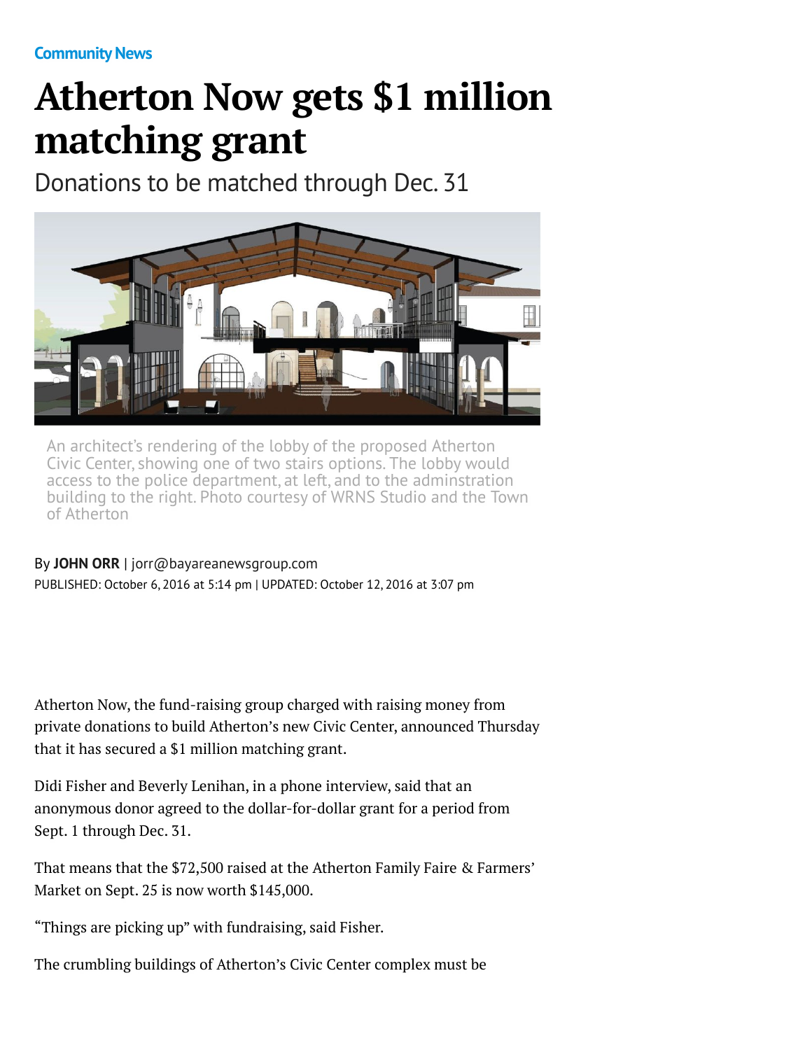Community News

# Atherton Now gets $1 million matching grant

## Donations to be matched through Dec. 31

An architect's rendering of the lobby of the proposed Atherton Civic Center, showing one of two stairs options. The lobby would access to the police department, at left, and to the adminstration building to the right. Photo courtesy of WRNS Studio and the Town of Atherton

By **JOHN ORR** | jorr@bayareanewsgroup.com

PUBLISHED: October 6, 2016 at 5:14 pm | UPDATED: October 12, 2016 at 3:07 pm

Atherton Now, the fund-raising group charged with raising money from private donations to build Atherton's new Civic Center, announced Thursday that it has secured a $1 million matching grant.

Didi Fisher and Beverly Lenihan, in a phone interview, said that an anonymous donor agreed to the dollar-for-dollar grant for a period from Sept. 1 through Dec. 31.

That means that the $72,500 raised at the Atherton Family Faire & Farmers' Market on Sept. 25 is now worth $145,000.

"Things are picking up" with fundraising, said Fisher.

The crumbling buildings of Atherton's Civic Center complex must be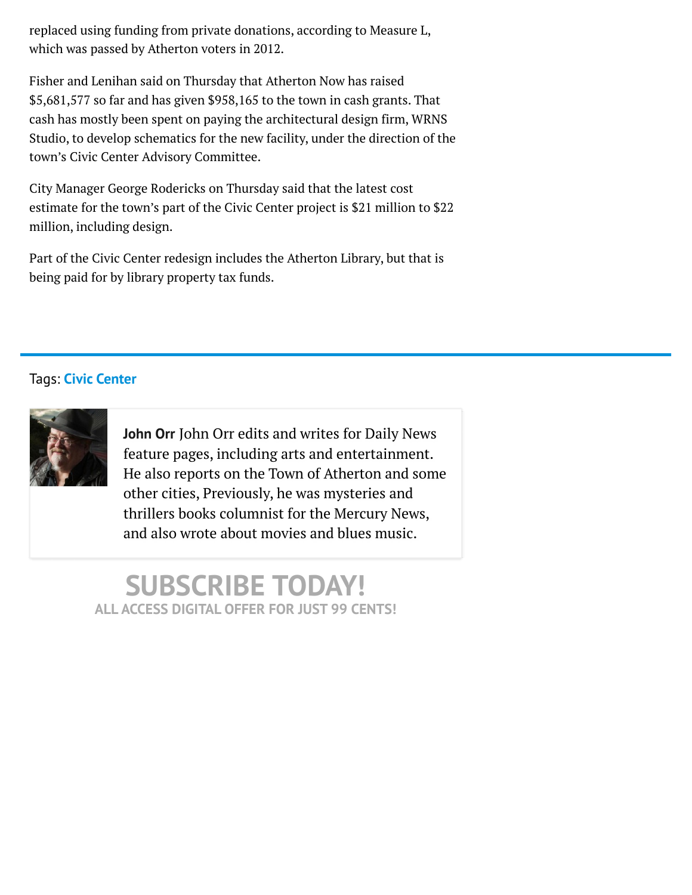replaced using funding from private donations, according to Measure L, which was passed by Atherton voters in 2012.

Fisher and Lenihan said on Thursday that Atherton Now has raised $5,681,577 so far and has given $958,165 to the town in cash grants. That cash has mostly been spent on paying the architectural design firm, WRNS Studio, to develop schematics for the new facility, under the direction of the town's Civic Center Advisory Committee.

City Manager George Rodericks on Thursday said that the latest cost estimate for the town's part of the Civic Center project is $21 million to $22 million, including design.

Part of the Civic Center redesign includes the Atherton Library, but that is being paid for by library property tax funds.

Tags: **Civic Center**

**John Orr** John Orr edits and writes for Daily News feature pages, including arts and entertainment. He also reports on the Town of Atherton and some other cities, Previously, he was mysteries and thrillers books columnist for the Mercury News, and also wrote about movies and blues music.

**SUBSCRIBE TODAY!**
**ALL ACCESS DIGITAL OFFER FOR JUST 99 CENTS!**